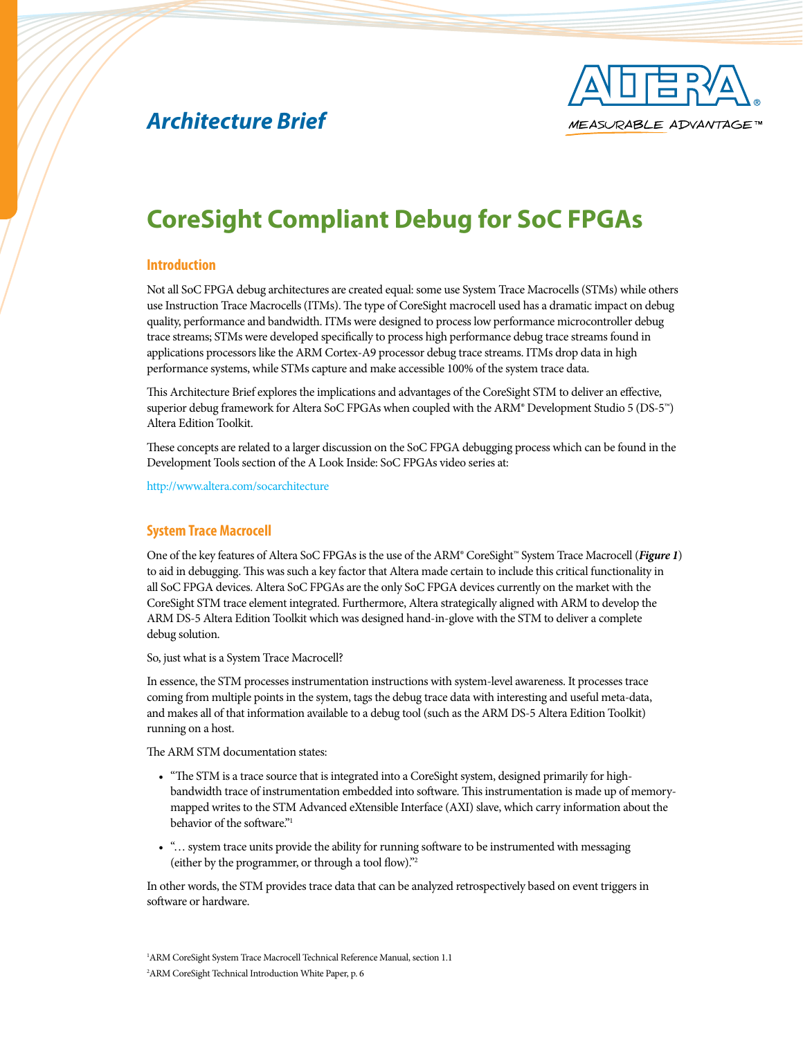*Architecture Brief*

# CoreSight Compliant Debug for SoC FPGAs

## Introduction

Not all SoC FPGA debug architectures are created equal: some use System Trace Macrocells (STMs) while others use Instruction Trace Macrocells (ITMs). The type of CoreSight macrocell used has a dramatic impact on debug quality, performance and bandwidth. ITMs were designed to process low performance microcontroller debug trace streams; STMs were developed specifically to process high performance debug trace streams found in applications processors like the ARM Cortex-A9 processor debug trace streams. ITMs drop data in high performance systems, while STMs capture and make accessible 100% of the system trace data.

This Architecture Brief explores the implications and advantages of the CoreSight STM to deliver an effective, superior debug framework for Altera SoC FPGAs when coupled with the ARM® Development Studio 5 (DS-5™) Altera Edition Toolkit.

These concepts are related to a larger discussion on the SoC FPGA debugging process which can be found in the Development Tools section of the A Look Inside: SoC FPGAs video series at:

http://www.altera.com/socarchitecture

## System Trace Macrocell

One of the key features of Altera SoC FPGAs is the use of the ARM® CoreSight™ System Trace Macrocell (***Figure 1***) to aid in debugging. This was such a key factor that Altera made certain to include this critical functionality in all SoC FPGA devices. Altera SoC FPGAs are the only SoC FPGA devices currently on the market with the CoreSight STM trace element integrated. Furthermore, Altera strategically aligned with ARM to develop the ARM DS-5 Altera Edition Toolkit which was designed hand-in-glove with the STM to deliver a complete debug solution.

So, just what is a System Trace Macrocell?

In essence, the STM processes instrumentation instructions with system-level awareness. It processes trace coming from multiple points in the system, tags the debug trace data with interesting and useful meta-data, and makes all of that information available to a debug tool (such as the ARM DS-5 Altera Edition Toolkit) running on a host.

The ARM STM documentation states:

- "The STM is a trace source that is integrated into a CoreSight system, designed primarily for high-bandwidth trace of instrumentation embedded into software. This instrumentation is made up of memory-mapped writes to the STM Advanced eXtensible Interface (AXI) slave, which carry information about the behavior of the software."[1]
- "… system trace units provide the ability for running software to be instrumented with messaging (either by the programmer, or through a tool flow)."[2]

In other words, the STM provides trace data that can be analyzed retrospectively based on event triggers in software or hardware.

[1]ARM CoreSight System Trace Macrocell Technical Reference Manual, section 1.1

[2]ARM CoreSight Technical Introduction White Paper, p. 6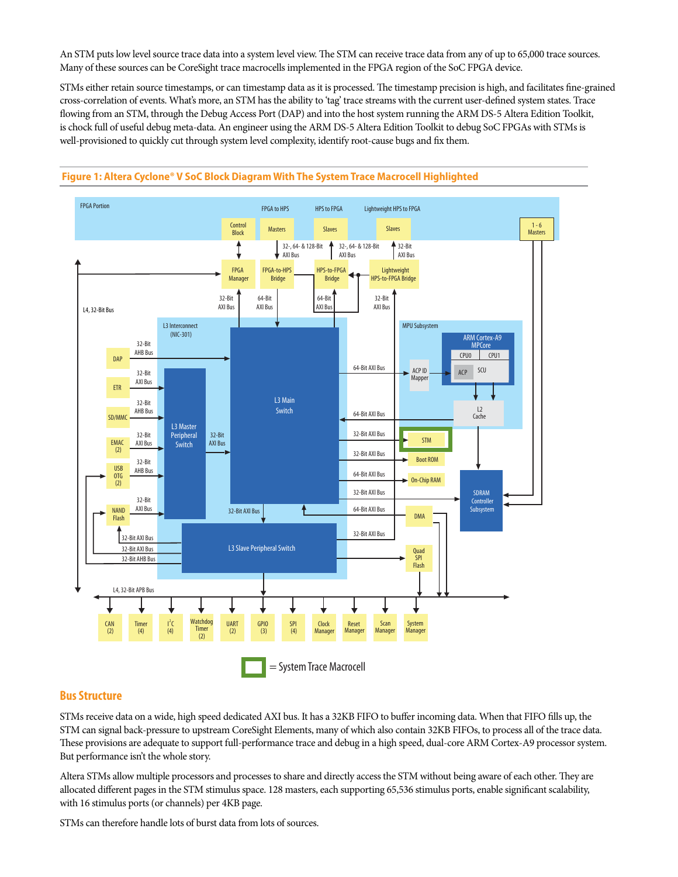An STM puts low level source trace data into a system level view. The STM can receive trace data from any of up to 65,000 trace sources. Many of these sources can be CoreSight trace macrocells implemented in the FPGA region of the SoC FPGA device.

STMs either retain source timestamps, or can timestamp data as it is processed. The timestamp precision is high, and facilitates fine-grained cross-correlation of events. What's more, an STM has the ability to 'tag' trace streams with the current user-defined system states. Trace flowing from an STM, through the Debug Access Port (DAP) and into the host system running the ARM DS-5 Altera Edition Toolkit, is chock full of useful debug meta-data. An engineer using the ARM DS-5 Altera Edition Toolkit to debug SoC FPGAs with STMs is well-provisioned to quickly cut through system level complexity, identify root-cause bugs and fix them.

**Figure 1: Altera Cyclone® V SoC Block Diagram With The System Trace Macrocell Highlighted**

= System Trace Macrocell

## Bus Structure

STMs receive data on a wide, high speed dedicated AXI bus. It has a 32KB FIFO to buffer incoming data. When that FIFO fills up, the STM can signal back-pressure to upstream CoreSight Elements, many of which also contain 32KB FIFOs, to process all of the trace data. These provisions are adequate to support full-performance trace and debug in a high speed, dual-core ARM Cortex-A9 processor system. But performance isn't the whole story.

Altera STMs allow multiple processors and processes to share and directly access the STM without being aware of each other. They are allocated different pages in the STM stimulus space. 128 masters, each supporting 65,536 stimulus ports, enable significant scalability, with 16 stimulus ports (or channels) per 4KB page.

STMs can therefore handle lots of burst data from lots of sources.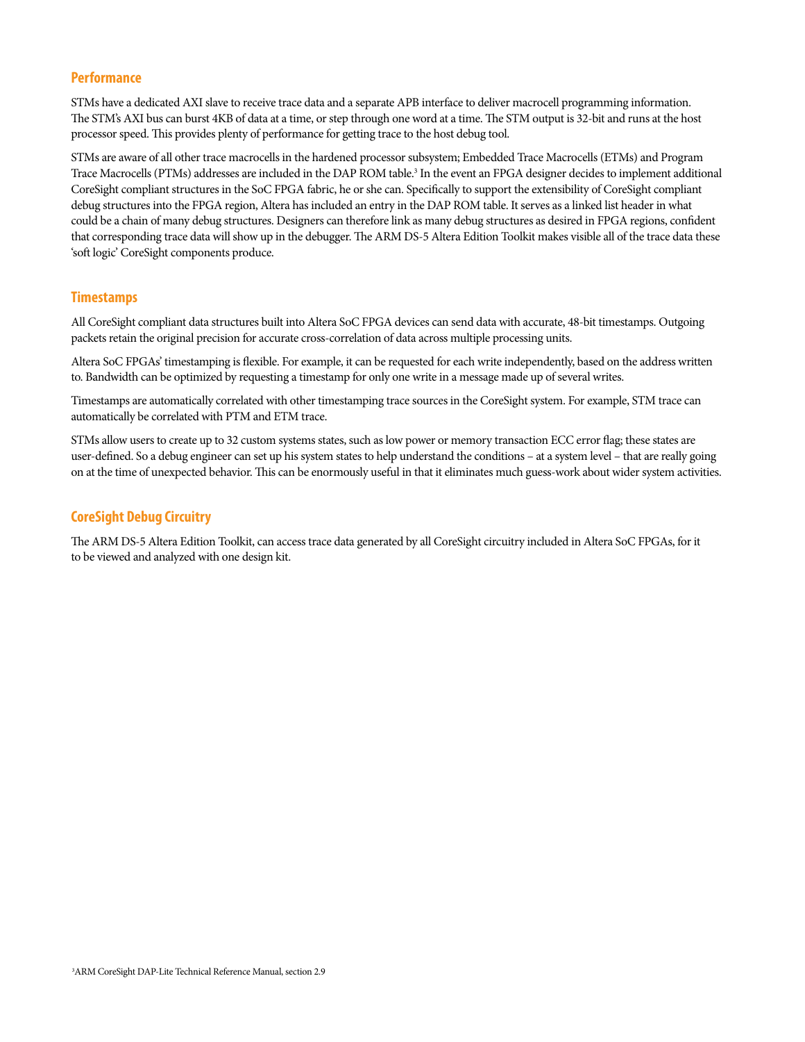## Performance

STMs have a dedicated AXI slave to receive trace data and a separate APB interface to deliver macrocell programming information. The STM's AXI bus can burst 4KB of data at a time, or step through one word at a time. The STM output is 32-bit and runs at the host processor speed. This provides plenty of performance for getting trace to the host debug tool.

STMs are aware of all other trace macrocells in the hardened processor subsystem; Embedded Trace Macrocells (ETMs) and Program Trace Macrocells (PTMs) addresses are included in the DAP ROM table.[3] In the event an FPGA designer decides to implement additional CoreSight compliant structures in the SoC FPGA fabric, he or she can. Specifically to support the extensibility of CoreSight compliant debug structures into the FPGA region, Altera has included an entry in the DAP ROM table. It serves as a linked list header in what could be a chain of many debug structures. Designers can therefore link as many debug structures as desired in FPGA regions, confident that corresponding trace data will show up in the debugger. The ARM DS-5 Altera Edition Toolkit makes visible all of the trace data these 'soft logic' CoreSight components produce.

## Timestamps

All CoreSight compliant data structures built into Altera SoC FPGA devices can send data with accurate, 48-bit timestamps. Outgoing packets retain the original precision for accurate cross-correlation of data across multiple processing units.

Altera SoC FPGAs' timestamping is flexible. For example, it can be requested for each write independently, based on the address written to. Bandwidth can be optimized by requesting a timestamp for only one write in a message made up of several writes.

Timestamps are automatically correlated with other timestamping trace sources in the CoreSight system. For example, STM trace can automatically be correlated with PTM and ETM trace.

STMs allow users to create up to 32 custom systems states, such as low power or memory transaction ECC error flag; these states are user-defined. So a debug engineer can set up his system states to help understand the conditions – at a system level – that are really going on at the time of unexpected behavior. This can be enormously useful in that it eliminates much guess-work about wider system activities.

## CoreSight Debug Circuitry

The ARM DS-5 Altera Edition Toolkit, can access trace data generated by all CoreSight circuitry included in Altera SoC FPGAs, for it to be viewed and analyzed with one design kit.

[3]ARM CoreSight DAP-Lite Technical Reference Manual, section 2.9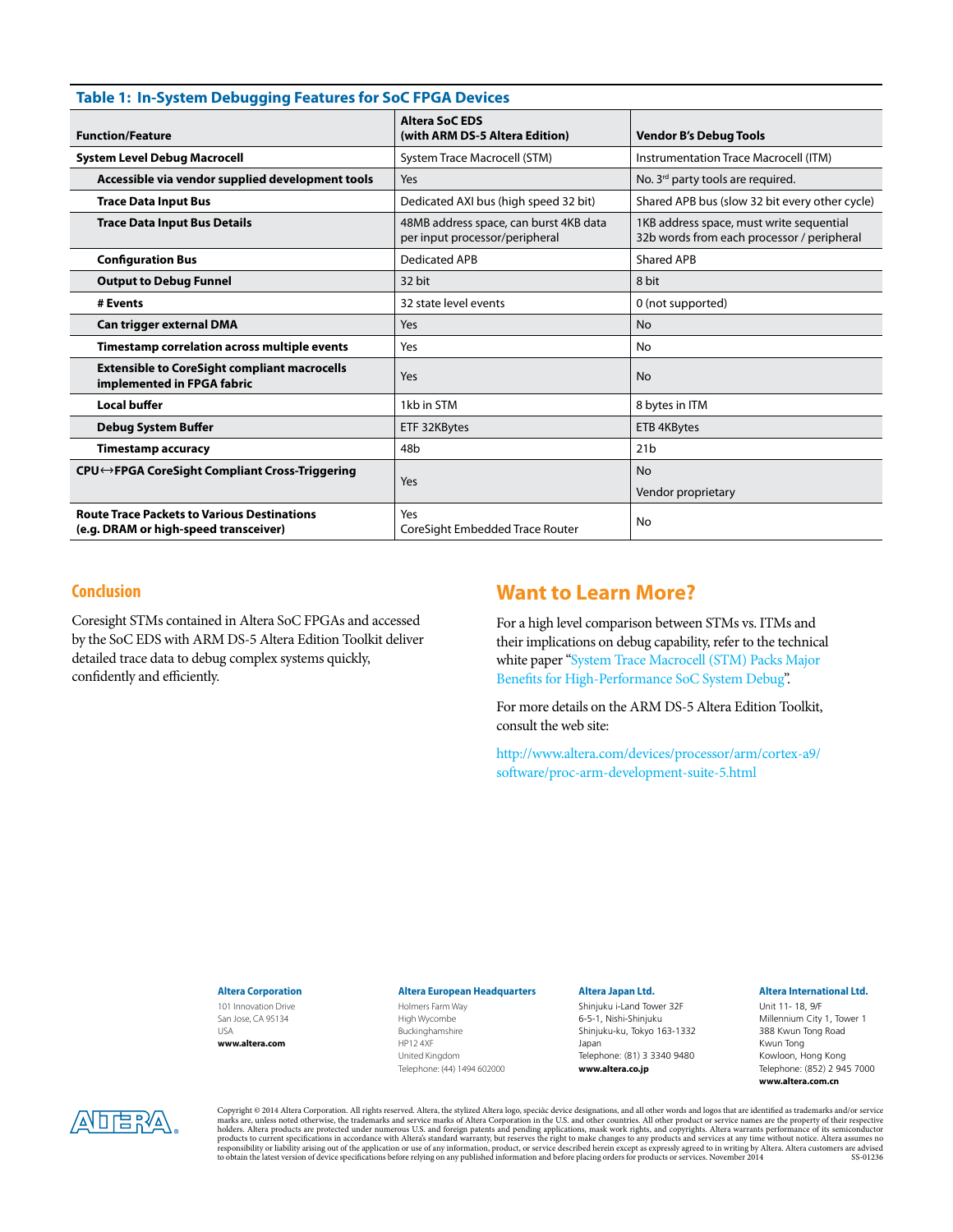**Table 1: In-System Debugging Features for SoC FPGA Devices**

| Function/Feature | Altera SoC EDS (with ARM DS-5 Altera Edition) | Vendor B's Debug Tools |
|---|---|---|
| **System Level Debug Macrocell** | System Trace Macrocell (STM) | Instrumentation Trace Macrocell (ITM) |
| **Accessible via vendor supplied development tools** | Yes | No. 3rd party tools are required. |
| **Trace Data Input Bus** | Dedicated AXI bus (high speed 32 bit) | Shared APB bus (slow 32 bit every other cycle) |
| **Trace Data Input Bus Details** | 48MB address space, can burst 4KB data per input processor/peripheral | 1KB address space, must write sequential 32b words from each processor / peripheral |
| **Configuration Bus** | Dedicated APB | Shared APB |
| **Output to Debug Funnel** | 32 bit | 8 bit |
| **# Events** | 32 state level events | 0 (not supported) |
| **Can trigger external DMA** | Yes | No |
| **Timestamp correlation across multiple events** | Yes | No |
| **Extensible to CoreSight compliant macrocells implemented in FPGA fabric** | Yes | No |
| **Local buffer** | 1kb in STM | 8 bytes in ITM |
| **Debug System Buffer** | ETF 32KBytes | ETB 4KBytes |
| **Timestamp accuracy** | 48b | 21b |
| **CPU↔FPGA CoreSight Compliant Cross-Triggering** | Yes | No<br>Vendor proprietary |
| **Route Trace Packets to Various Destinations (e.g. DRAM or high-speed transceiver)** | Yes<br>CoreSight Embedded Trace Router | No |

## Conclusion

Coresight STMs contained in Altera SoC FPGAs and accessed by the SoC EDS with ARM DS-5 Altera Edition Toolkit deliver detailed trace data to debug complex systems quickly, confidently and efficiently.

## Want to Learn More?

For a high level comparison between STMs vs. ITMs and their implications on debug capability, refer to the technical white paper "System Trace Macrocell (STM) Packs Major Benefits for High-Performance SoC System Debug".

For more details on the ARM DS-5 Altera Edition Toolkit, consult the web site:

http://www.altera.com/devices/processor/arm/cortex-a9/software/proc-arm-development-suite-5.html

**Altera Corporation**
101 Innovation Drive
San Jose, CA 95134
USA
**www.altera.com**

**Altera European Headquarters**
Holmers Farm Way
High Wycombe
Buckinghamshire
HP12 4XF
United Kingdom
Telephone: (44) 1494 602000

**Altera Japan Ltd.**
Shinjuku i-Land Tower 32F
6-5-1, Nishi-Shinjuku
Shinjuku-ku, Tokyo 163-1332
Japan
Telephone: (81) 3 3340 9480
**www.altera.co.jp**

**Altera International Ltd.**
Unit 11- 18, 9/F
Millennium City 1, Tower 1
388 Kwun Tong Road
Kwun Tong
Kowloon, Hong Kong
Telephone: (852) 2 945 7000
**www.altera.com.cn**

Copyright © 2014 Altera Corporation. All rights reserved. Altera, the stylized Altera logo, specific device designations, and all other words and logos that are identified as trademarks and/or service marks are, unless noted otherwise, the trademarks and service marks of Altera Corporation in the U.S. and other countries. All other product or service names are the property of their respective holders. Altera products are protected under numerous U.S. and foreign patents and pending applications, mask work rights, and copyrights. Altera warrants performance of its semiconductor products to current specifications in accordance with Altera's standard warranty, but reserves the right to make changes to any products and services at any time without notice. Altera assumes no responsibility or liability arising out of the application or use of any information, product, or service described herein except as expressly agreed to in writing by Altera. Altera customers are advised to obtain the latest version of device specifications before relying on any published information and before placing orders for products or services. November 2014 SS-01236